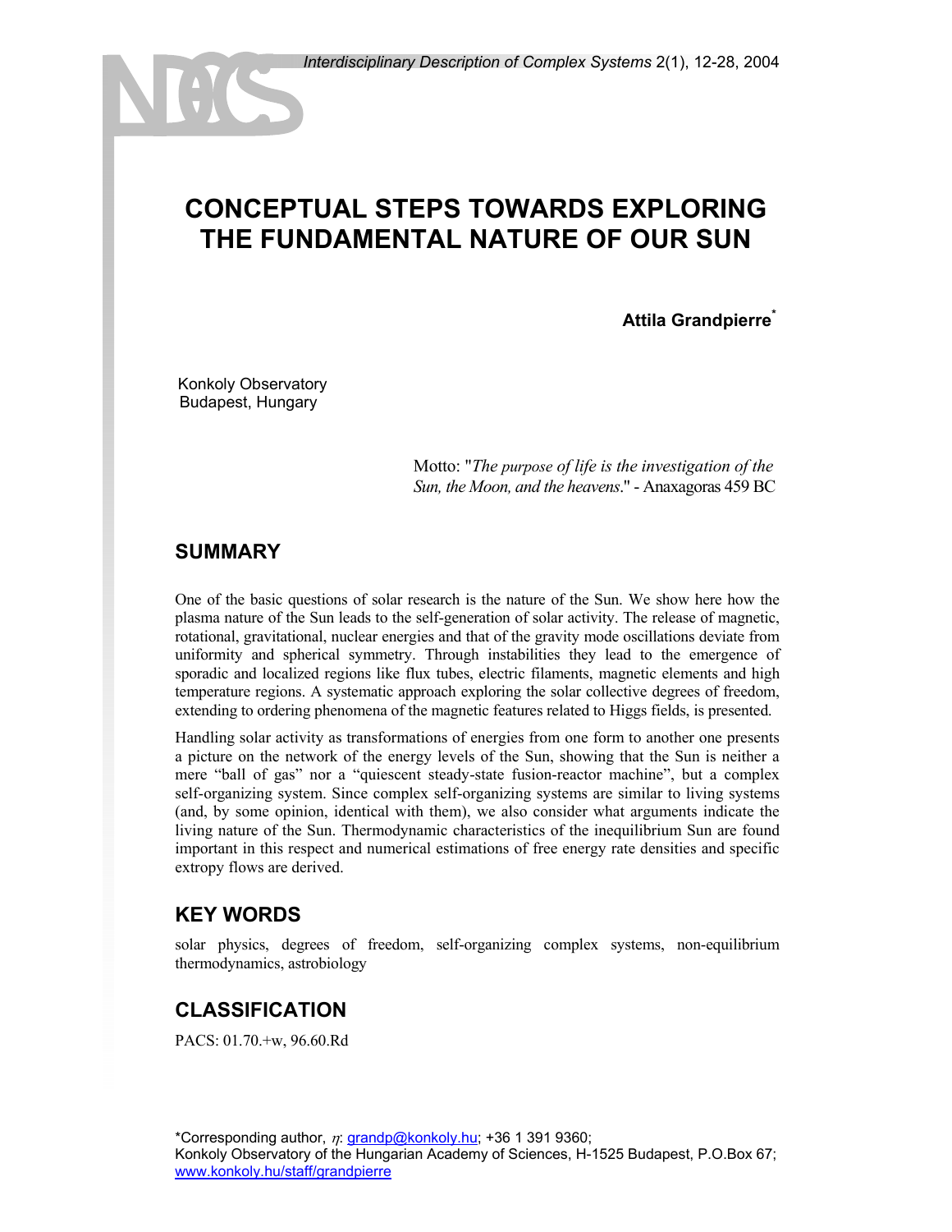# CONCEPTUAL STEPS TOWARDS EXPLORING THE FUNDAMENTAL NATURE OF OUR SUN

**Attila Grandpierre***

Konkoly Observatory
Budapest, Hungary

Motto: "*The purpose of life is the investigation of the Sun, the Moon, and the heavens.*" - Anaxagoras 459 BC

## SUMMARY

One of the basic questions of solar research is the nature of the Sun. We show here how the plasma nature of the Sun leads to the self-generation of solar activity. The release of magnetic, rotational, gravitational, nuclear energies and that of the gravity mode oscillations deviate from uniformity and spherical symmetry. Through instabilities they lead to the emergence of sporadic and localized regions like flux tubes, electric filaments, magnetic elements and high temperature regions. A systematic approach exploring the solar collective degrees of freedom, extending to ordering phenomena of the magnetic features related to Higgs fields, is presented.

Handling solar activity as transformations of energies from one form to another one presents a picture on the network of the energy levels of the Sun, showing that the Sun is neither a mere "ball of gas" nor a "quiescent steady-state fusion-reactor machine", but a complex self-organizing system. Since complex self-organizing systems are similar to living systems (and, by some opinion, identical with them), we also consider what arguments indicate the living nature of the Sun. Thermodynamic characteristics of the inequilibrium Sun are found important in this respect and numerical estimations of free energy rate densities and specific extropy flows are derived.

## KEY WORDS

solar physics, degrees of freedom, self-organizing complex systems, non-equilibrium thermodynamics, astrobiology

## CLASSIFICATION

PACS: 01.70.+w, 96.60.Rd

*Corresponding author, $\eta$: grandp@konkoly.hu; +36 1 391 9360;
Konkoly Observatory of the Hungarian Academy of Sciences, H-1525 Budapest, P.O.Box 67;
www.konkoly.hu/staff/grandpierre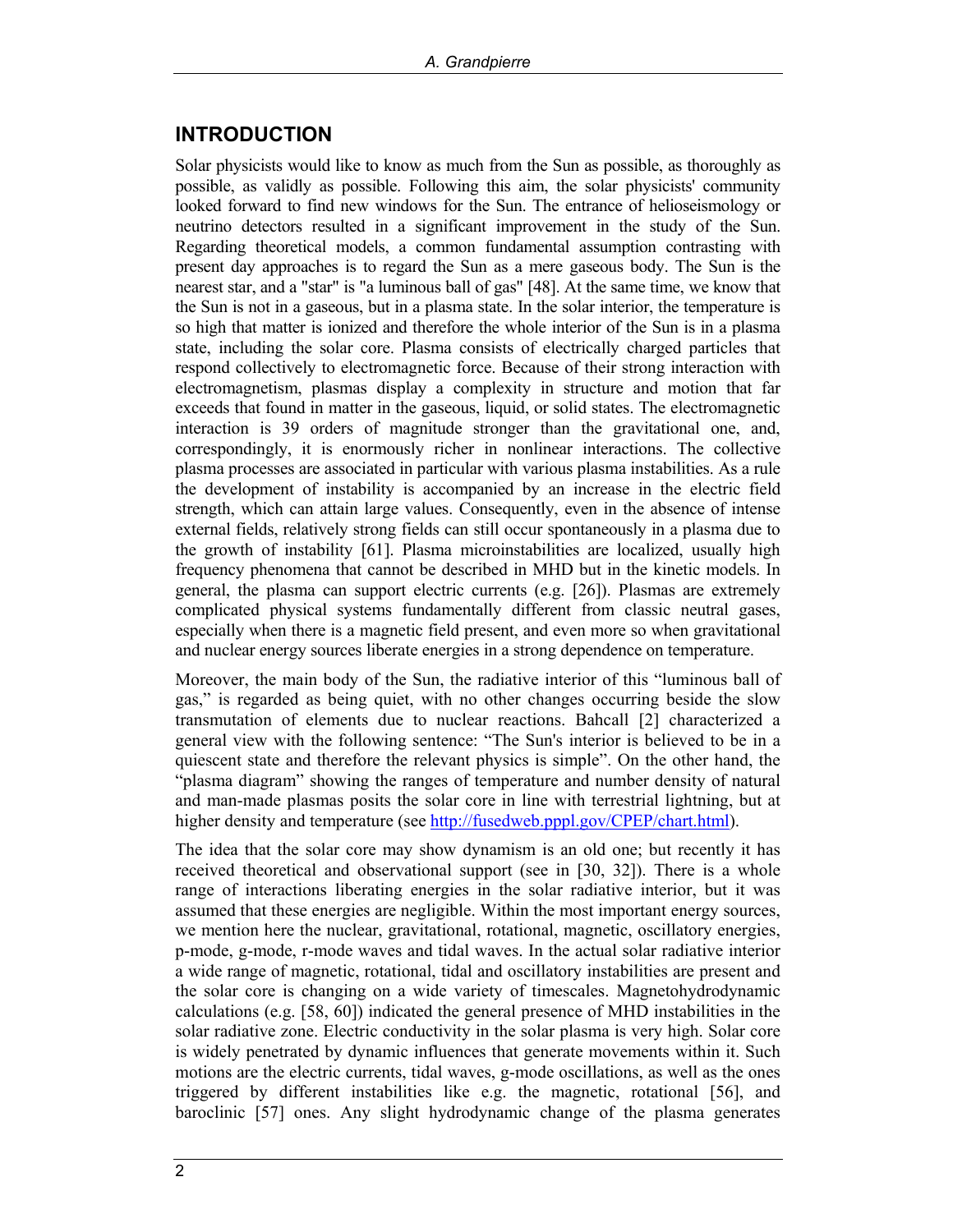## INTRODUCTION

Solar physicists would like to know as much from the Sun as possible, as thoroughly as possible, as validly as possible. Following this aim, the solar physicists' community looked forward to find new windows for the Sun. The entrance of helioseismology or neutrino detectors resulted in a significant improvement in the study of the Sun. Regarding theoretical models, a common fundamental assumption contrasting with present day approaches is to regard the Sun as a mere gaseous body. The Sun is the nearest star, and a "star" is "a luminous ball of gas" [48]. At the same time, we know that the Sun is not in a gaseous, but in a plasma state. In the solar interior, the temperature is so high that matter is ionized and therefore the whole interior of the Sun is in a plasma state, including the solar core. Plasma consists of electrically charged particles that respond collectively to electromagnetic force. Because of their strong interaction with electromagnetism, plasmas display a complexity in structure and motion that far exceeds that found in matter in the gaseous, liquid, or solid states. The electromagnetic interaction is 39 orders of magnitude stronger than the gravitational one, and, correspondingly, it is enormously richer in nonlinear interactions. The collective plasma processes are associated in particular with various plasma instabilities. As a rule the development of instability is accompanied by an increase in the electric field strength, which can attain large values. Consequently, even in the absence of intense external fields, relatively strong fields can still occur spontaneously in a plasma due to the growth of instability [61]. Plasma microinstabilities are localized, usually high frequency phenomena that cannot be described in MHD but in the kinetic models. In general, the plasma can support electric currents (e.g. [26]). Plasmas are extremely complicated physical systems fundamentally different from classic neutral gases, especially when there is a magnetic field present, and even more so when gravitational and nuclear energy sources liberate energies in a strong dependence on temperature.

Moreover, the main body of the Sun, the radiative interior of this "luminous ball of gas," is regarded as being quiet, with no other changes occurring beside the slow transmutation of elements due to nuclear reactions. Bahcall [2] characterized a general view with the following sentence: "The Sun's interior is believed to be in a quiescent state and therefore the relevant physics is simple". On the other hand, the "plasma diagram" showing the ranges of temperature and number density of natural and man-made plasmas posits the solar core in line with terrestrial lightning, but at higher density and temperature (see http://fusedweb.pppl.gov/CPEP/chart.html).

The idea that the solar core may show dynamism is an old one; but recently it has received theoretical and observational support (see in [30, 32]). There is a whole range of interactions liberating energies in the solar radiative interior, but it was assumed that these energies are negligible. Within the most important energy sources, we mention here the nuclear, gravitational, rotational, magnetic, oscillatory energies, p-mode, g-mode, r-mode waves and tidal waves. In the actual solar radiative interior a wide range of magnetic, rotational, tidal and oscillatory instabilities are present and the solar core is changing on a wide variety of timescales. Magnetohydrodynamic calculations (e.g. [58, 60]) indicated the general presence of MHD instabilities in the solar radiative zone. Electric conductivity in the solar plasma is very high. Solar core is widely penetrated by dynamic influences that generate movements within it. Such motions are the electric currents, tidal waves, g-mode oscillations, as well as the ones triggered by different instabilities like e.g. the magnetic, rotational [56], and baroclinic [57] ones. Any slight hydrodynamic change of the plasma generates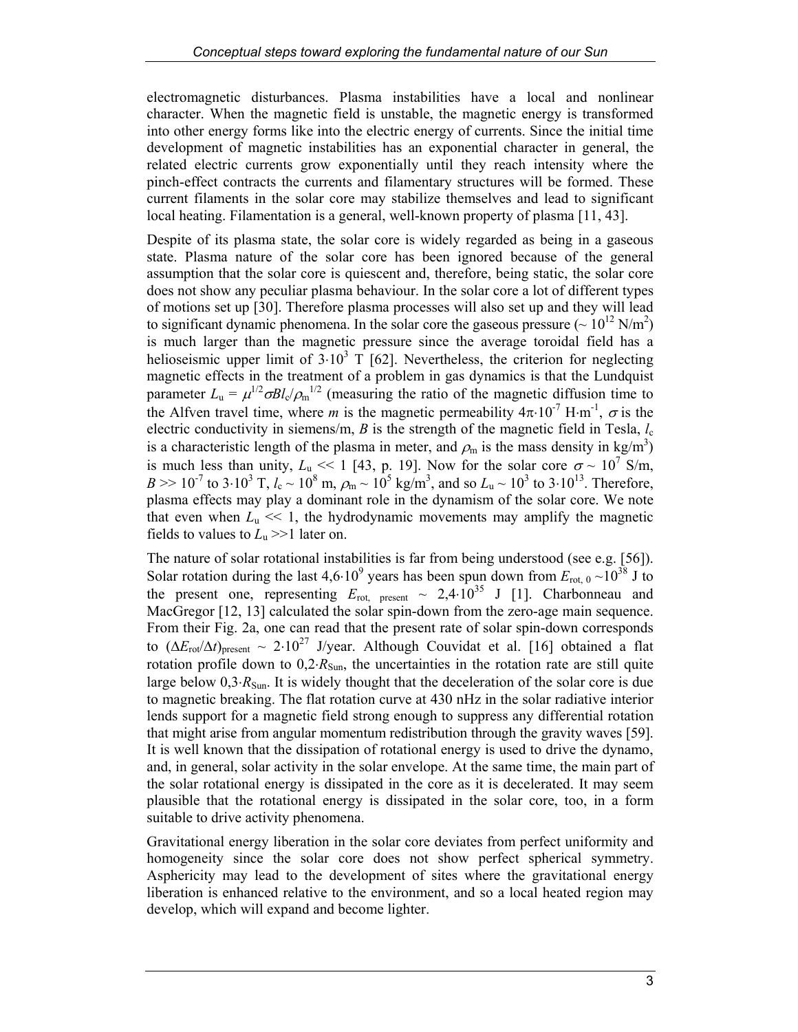electromagnetic disturbances. Plasma instabilities have a local and nonlinear character. When the magnetic field is unstable, the magnetic energy is transformed into other energy forms like into the electric energy of currents. Since the initial time development of magnetic instabilities has an exponential character in general, the related electric currents grow exponentially until they reach intensity where the pinch-effect contracts the currents and filamentary structures will be formed. These current filaments in the solar core may stabilize themselves and lead to significant local heating. Filamentation is a general, well-known property of plasma [11, 43].

Despite of its plasma state, the solar core is widely regarded as being in a gaseous state. Plasma nature of the solar core has been ignored because of the general assumption that the solar core is quiescent and, therefore, being static, the solar core does not show any peculiar plasma behaviour. In the solar core a lot of different types of motions set up [30]. Therefore plasma processes will also set up and they will lead to significant dynamic phenomena. In the solar core the gaseous pressure ($\sim 10^{12}$ N/m$^2$) is much larger than the magnetic pressure since the average toroidal field has a helioseismic upper limit of $3 \cdot 10^3$ T [62]. Nevertheless, the criterion for neglecting magnetic effects in the treatment of a problem in gas dynamics is that the Lundquist parameter $L_u = \mu^{1/2}\sigma B l_c/\rho_m^{1/2}$ (measuring the ratio of the magnetic diffusion time to the Alfven travel time, where *m* is the magnetic permeability $4\pi \cdot 10^{-7}$ H·m$^{-1}$, $\sigma$ is the electric conductivity in siemens/m, $B$ is the strength of the magnetic field in Tesla, $l_c$ is a characteristic length of the plasma in meter, and $\rho_m$ is the mass density in kg/m$^3$) is much less than unity, $L_u \ll 1$ [43, p. 19]. Now for the solar core $\sigma \sim 10^7$ S/m, $B \gg 10^{-7}$ to $3 \cdot 10^3$ T, $l_c \sim 10^8$ m, $\rho_m \sim 10^5$ kg/m$^3$, and so $L_u \sim 10^3$ to $3 \cdot 10^{13}$. Therefore, plasma effects may play a dominant role in the dynamism of the solar core. We note that even when $L_u \ll 1$, the hydrodynamic movements may amplify the magnetic fields to values to $L_u \gg 1$ later on.

The nature of solar rotational instabilities is far from being understood (see e.g. [56]). Solar rotation during the last $4{,}6 \cdot 10^9$ years has been spun down from $E_{\text{rot, 0}} \sim 10^{38}$ J to the present one, representing $E_{\text{rot, present}} \sim 2{,}4 \cdot 10^{35}$ J [1]. Charbonneau and MacGregor [12, 13] calculated the solar spin-down from the zero-age main sequence. From their Fig. 2a, one can read that the present rate of solar spin-down corresponds to $(\Delta E_{\text{rot}}/\Delta t)_{\text{present}} \sim 2 \cdot 10^{27}$ J/year. Although Couvidat et al. [16] obtained a flat rotation profile down to $0{,}2 \cdot R_{\text{Sun}}$, the uncertainties in the rotation rate are still quite large below $0{,}3 \cdot R_{\text{Sun}}$. It is widely thought that the deceleration of the solar core is due to magnetic breaking. The flat rotation curve at 430 nHz in the solar radiative interior lends support for a magnetic field strong enough to suppress any differential rotation that might arise from angular momentum redistribution through the gravity waves [59]. It is well known that the dissipation of rotational energy is used to drive the dynamo, and, in general, solar activity in the solar envelope. At the same time, the main part of the solar rotational energy is dissipated in the core as it is decelerated. It may seem plausible that the rotational energy is dissipated in the solar core, too, in a form suitable to drive activity phenomena.

Gravitational energy liberation in the solar core deviates from perfect uniformity and homogeneity since the solar core does not show perfect spherical symmetry. Asphericity may lead to the development of sites where the gravitational energy liberation is enhanced relative to the environment, and so a local heated region may develop, which will expand and become lighter.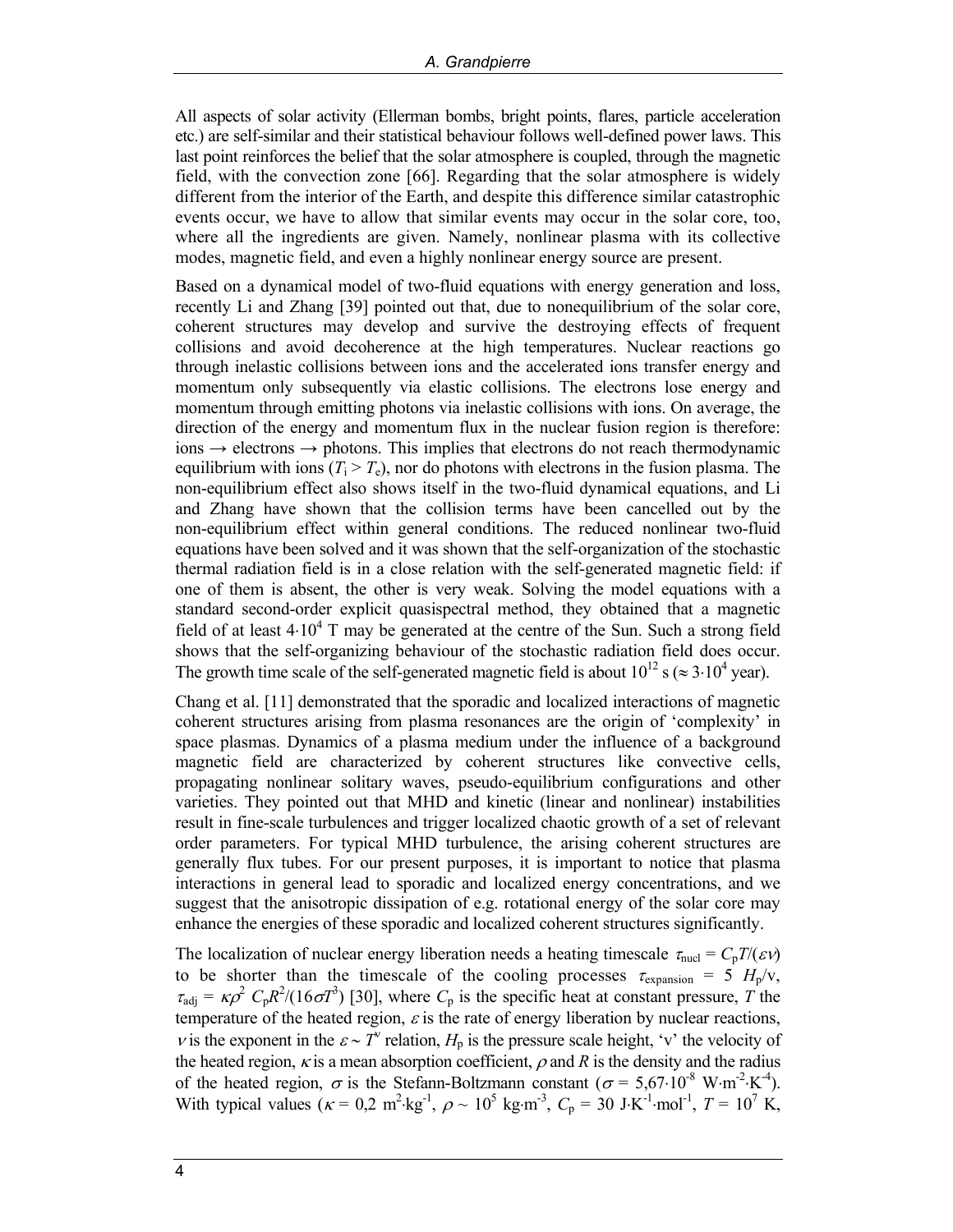All aspects of solar activity (Ellerman bombs, bright points, flares, particle acceleration etc.) are self-similar and their statistical behaviour follows well-defined power laws. This last point reinforces the belief that the solar atmosphere is coupled, through the magnetic field, with the convection zone [66]. Regarding that the solar atmosphere is widely different from the interior of the Earth, and despite this difference similar catastrophic events occur, we have to allow that similar events may occur in the solar core, too, where all the ingredients are given. Namely, nonlinear plasma with its collective modes, magnetic field, and even a highly nonlinear energy source are present.

Based on a dynamical model of two-fluid equations with energy generation and loss, recently Li and Zhang [39] pointed out that, due to nonequilibrium of the solar core, coherent structures may develop and survive the destroying effects of frequent collisions and avoid decoherence at the high temperatures. Nuclear reactions go through inelastic collisions between ions and the accelerated ions transfer energy and momentum only subsequently via elastic collisions. The electrons lose energy and momentum through emitting photons via inelastic collisions with ions. On average, the direction of the energy and momentum flux in the nuclear fusion region is therefore: ions → electrons → photons. This implies that electrons do not reach thermodynamic equilibrium with ions ($T_i > T_e$), nor do photons with electrons in the fusion plasma. The non-equilibrium effect also shows itself in the two-fluid dynamical equations, and Li and Zhang have shown that the collision terms have been cancelled out by the non-equilibrium effect within general conditions. The reduced nonlinear two-fluid equations have been solved and it was shown that the self-organization of the stochastic thermal radiation field is in a close relation with the self-generated magnetic field: if one of them is absent, the other is very weak. Solving the model equations with a standard second-order explicit quasispectral method, they obtained that a magnetic field of at least $4 \cdot 10^4$ T may be generated at the centre of the Sun. Such a strong field shows that the self-organizing behaviour of the stochastic radiation field does occur. The growth time scale of the self-generated magnetic field is about $10^{12}$ s ($\approx 3 \cdot 10^4$ year).

Chang et al. [11] demonstrated that the sporadic and localized interactions of magnetic coherent structures arising from plasma resonances are the origin of 'complexity' in space plasmas. Dynamics of a plasma medium under the influence of a background magnetic field are characterized by coherent structures like convective cells, propagating nonlinear solitary waves, pseudo-equilibrium configurations and other varieties. They pointed out that MHD and kinetic (linear and nonlinear) instabilities result in fine-scale turbulences and trigger localized chaotic growth of a set of relevant order parameters. For typical MHD turbulence, the arising coherent structures are generally flux tubes. For our present purposes, it is important to notice that plasma interactions in general lead to sporadic and localized energy concentrations, and we suggest that the anisotropic dissipation of e.g. rotational energy of the solar core may enhance the energies of these sporadic and localized coherent structures significantly.

The localization of nuclear energy liberation needs a heating timescale $\tau_{nucl} = C_p T/(\varepsilon \nu)$ to be shorter than the timescale of the cooling processes $\tau_{expansion} = 5\ H_p/v$, $\tau_{adj} = \kappa \rho^2\ C_p R^2/(16 \sigma T^3)$ [30], where $C_p$ is the specific heat at constant pressure, $T$ the temperature of the heated region, $\varepsilon$ is the rate of energy liberation by nuclear reactions, $\nu$ is the exponent in the $\varepsilon \sim T^{\nu}$ relation, $H_p$ is the pressure scale height, 'v' the velocity of the heated region, $\kappa$ is a mean absorption coefficient, $\rho$ and $R$ is the density and the radius of the heated region, $\sigma$ is the Stefann-Boltzmann constant ($\sigma = 5{,}67 \cdot 10^{-8}\ \mathrm{W \cdot m^{-2} \cdot K^{-4}}$). With typical values ($\kappa = 0{,}2\ \mathrm{m^2 \cdot kg^{-1}}$, $\rho \sim 10^5\ \mathrm{kg \cdot m^{-3}}$, $C_p = 30\ \mathrm{J \cdot K^{-1} \cdot mol^{-1}}$, $T = 10^7$ K,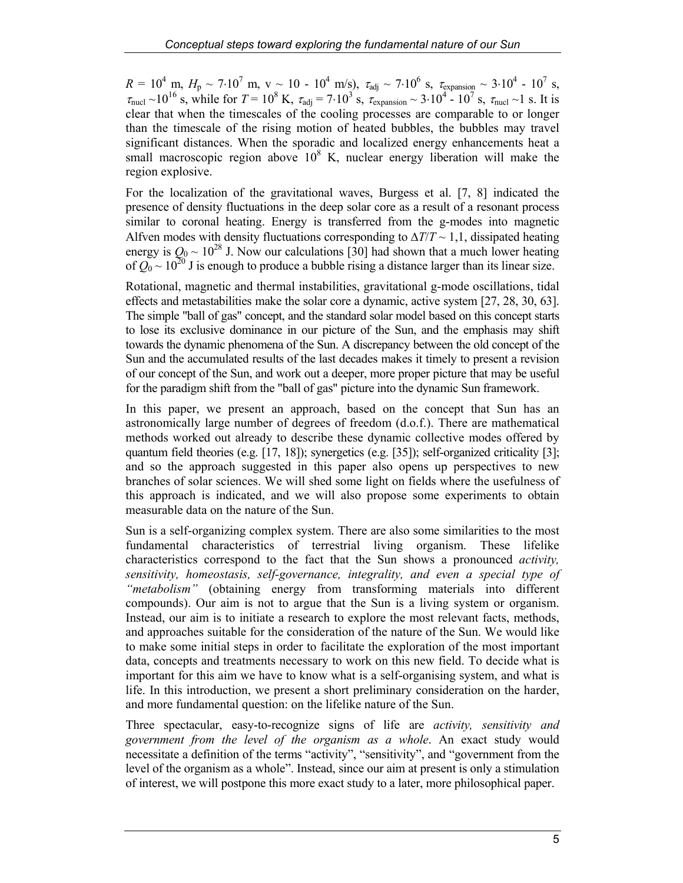$R = 10^4$ m, $H_p \sim 7{\cdot}10^7$ m, v ~ 10 - $10^4$ m/s), $\tau_{adj} \sim 7{\cdot}10^6$ s, $\tau_{expansion} \sim 3{\cdot}10^4$ - $10^7$ s, $\tau_{nucl} \sim 10^{16}$ s, while for $T = 10^8$ K, $\tau_{adj} = 7{\cdot}10^3$ s, $\tau_{expansion} \sim 3{\cdot}10^4$ - $10^7$ s, $\tau_{nucl} \sim 1$ s. It is clear that when the timescales of the cooling processes are comparable to or longer than the timescale of the rising motion of heated bubbles, the bubbles may travel significant distances. When the sporadic and localized energy enhancements heat a small macroscopic region above $10^8$ K, nuclear energy liberation will make the region explosive.

For the localization of the gravitational waves, Burgess et al. [7, 8] indicated the presence of density fluctuations in the deep solar core as a result of a resonant process similar to coronal heating. Energy is transferred from the g-modes into magnetic Alfven modes with density fluctuations corresponding to $\Delta T/T \sim 1{,}1$, dissipated heating energy is $Q_0 \sim 10^{28}$ J. Now our calculations [30] had shown that a much lower heating of $Q_0 \sim 10^{20}$ J is enough to produce a bubble rising a distance larger than its linear size.

Rotational, magnetic and thermal instabilities, gravitational g-mode oscillations, tidal effects and metastabilities make the solar core a dynamic, active system [27, 28, 30, 63]. The simple "ball of gas" concept, and the standard solar model based on this concept starts to lose its exclusive dominance in our picture of the Sun, and the emphasis may shift towards the dynamic phenomena of the Sun. A discrepancy between the old concept of the Sun and the accumulated results of the last decades makes it timely to present a revision of our concept of the Sun, and work out a deeper, more proper picture that may be useful for the paradigm shift from the "ball of gas" picture into the dynamic Sun framework.

In this paper, we present an approach, based on the concept that Sun has an astronomically large number of degrees of freedom (d.o.f.). There are mathematical methods worked out already to describe these dynamic collective modes offered by quantum field theories (e.g. [17, 18]); synergetics (e.g. [35]); self-organized criticality [3]; and so the approach suggested in this paper also opens up perspectives to new branches of solar sciences. We will shed some light on fields where the usefulness of this approach is indicated, and we will also propose some experiments to obtain measurable data on the nature of the Sun.

Sun is a self-organizing complex system. There are also some similarities to the most fundamental characteristics of terrestrial living organism. These lifelike characteristics correspond to the fact that the Sun shows a pronounced *activity, sensitivity, homeostasis, self-governance, integrality, and even a special type of "metabolism"* (obtaining energy from transforming materials into different compounds). Our aim is not to argue that the Sun is a living system or organism. Instead, our aim is to initiate a research to explore the most relevant facts, methods, and approaches suitable for the consideration of the nature of the Sun. We would like to make some initial steps in order to facilitate the exploration of the most important data, concepts and treatments necessary to work on this new field. To decide what is important for this aim we have to know what is a self-organising system, and what is life. In this introduction, we present a short preliminary consideration on the harder, and more fundamental question: on the lifelike nature of the Sun.

Three spectacular, easy-to-recognize signs of life are *activity, sensitivity and government from the level of the organism as a whole*. An exact study would necessitate a definition of the terms "activity", "sensitivity", and "government from the level of the organism as a whole". Instead, since our aim at present is only a stimulation of interest, we will postpone this more exact study to a later, more philosophical paper.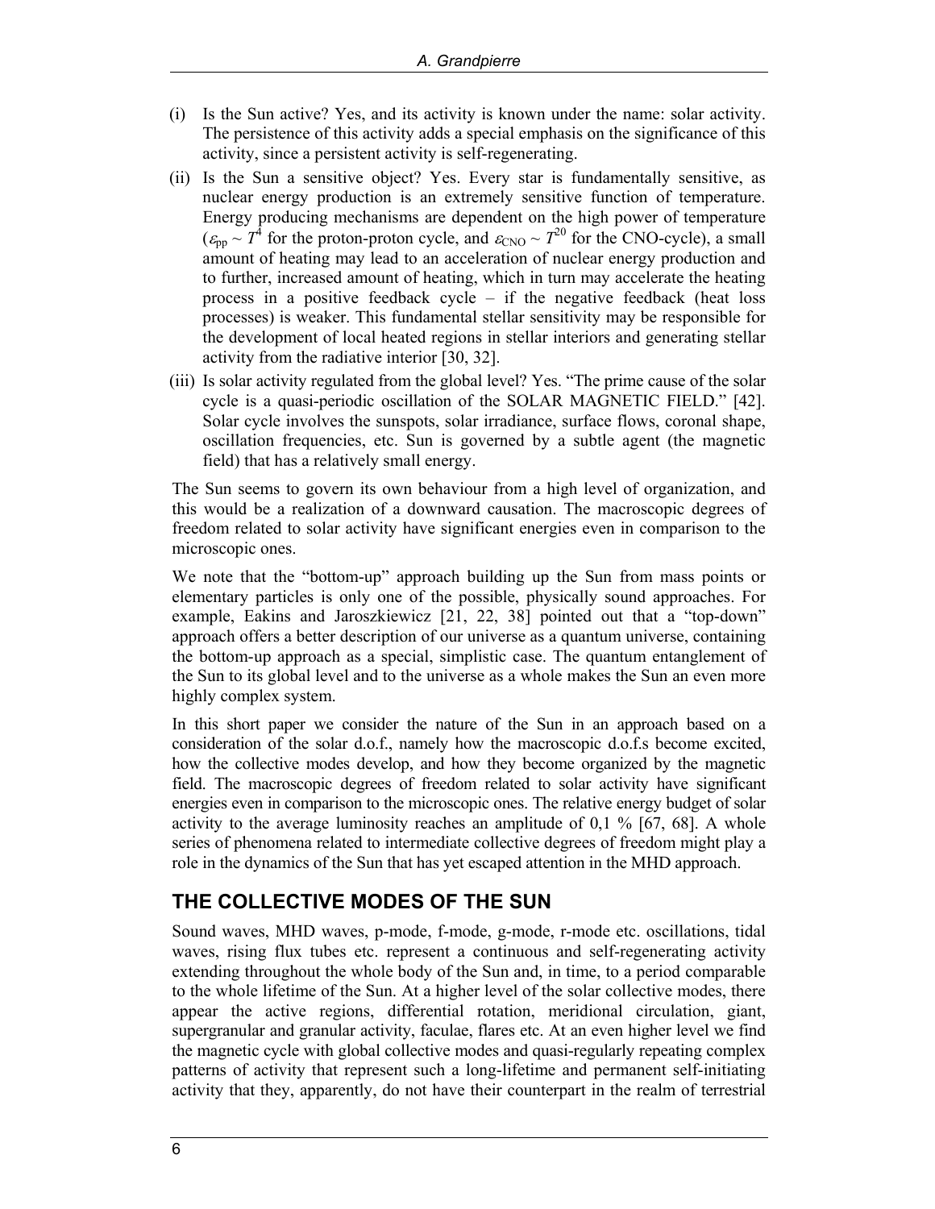(i) Is the Sun active? Yes, and its activity is known under the name: solar activity. The persistence of this activity adds a special emphasis on the significance of this activity, since a persistent activity is self-regenerating.

(ii) Is the Sun a sensitive object? Yes. Every star is fundamentally sensitive, as nuclear energy production is an extremely sensitive function of temperature. Energy producing mechanisms are dependent on the high power of temperature ($\varepsilon_{pp} \sim T^4$ for the proton-proton cycle, and $\varepsilon_{CNO} \sim T^{20}$ for the CNO-cycle), a small amount of heating may lead to an acceleration of nuclear energy production and to further, increased amount of heating, which in turn may accelerate the heating process in a positive feedback cycle – if the negative feedback (heat loss processes) is weaker. This fundamental stellar sensitivity may be responsible for the development of local heated regions in stellar interiors and generating stellar activity from the radiative interior [30, 32].

(iii) Is solar activity regulated from the global level? Yes. "The prime cause of the solar cycle is a quasi-periodic oscillation of the SOLAR MAGNETIC FIELD." [42]. Solar cycle involves the sunspots, solar irradiance, surface flows, coronal shape, oscillation frequencies, etc. Sun is governed by a subtle agent (the magnetic field) that has a relatively small energy.

The Sun seems to govern its own behaviour from a high level of organization, and this would be a realization of a downward causation. The macroscopic degrees of freedom related to solar activity have significant energies even in comparison to the microscopic ones.

We note that the "bottom-up" approach building up the Sun from mass points or elementary particles is only one of the possible, physically sound approaches. For example, Eakins and Jaroszkiewicz [21, 22, 38] pointed out that a "top-down" approach offers a better description of our universe as a quantum universe, containing the bottom-up approach as a special, simplistic case. The quantum entanglement of the Sun to its global level and to the universe as a whole makes the Sun an even more highly complex system.

In this short paper we consider the nature of the Sun in an approach based on a consideration of the solar d.o.f., namely how the macroscopic d.o.f.s become excited, how the collective modes develop, and how they become organized by the magnetic field. The macroscopic degrees of freedom related to solar activity have significant energies even in comparison to the microscopic ones. The relative energy budget of solar activity to the average luminosity reaches an amplitude of 0,1 % [67, 68]. A whole series of phenomena related to intermediate collective degrees of freedom might play a role in the dynamics of the Sun that has yet escaped attention in the MHD approach.

## THE COLLECTIVE MODES OF THE SUN

Sound waves, MHD waves, p-mode, f-mode, g-mode, r-mode etc. oscillations, tidal waves, rising flux tubes etc. represent a continuous and self-regenerating activity extending throughout the whole body of the Sun and, in time, to a period comparable to the whole lifetime of the Sun. At a higher level of the solar collective modes, there appear the active regions, differential rotation, meridional circulation, giant, supergranular and granular activity, faculae, flares etc. At an even higher level we find the magnetic cycle with global collective modes and quasi-regularly repeating complex patterns of activity that represent such a long-lifetime and permanent self-initiating activity that they, apparently, do not have their counterpart in the realm of terrestrial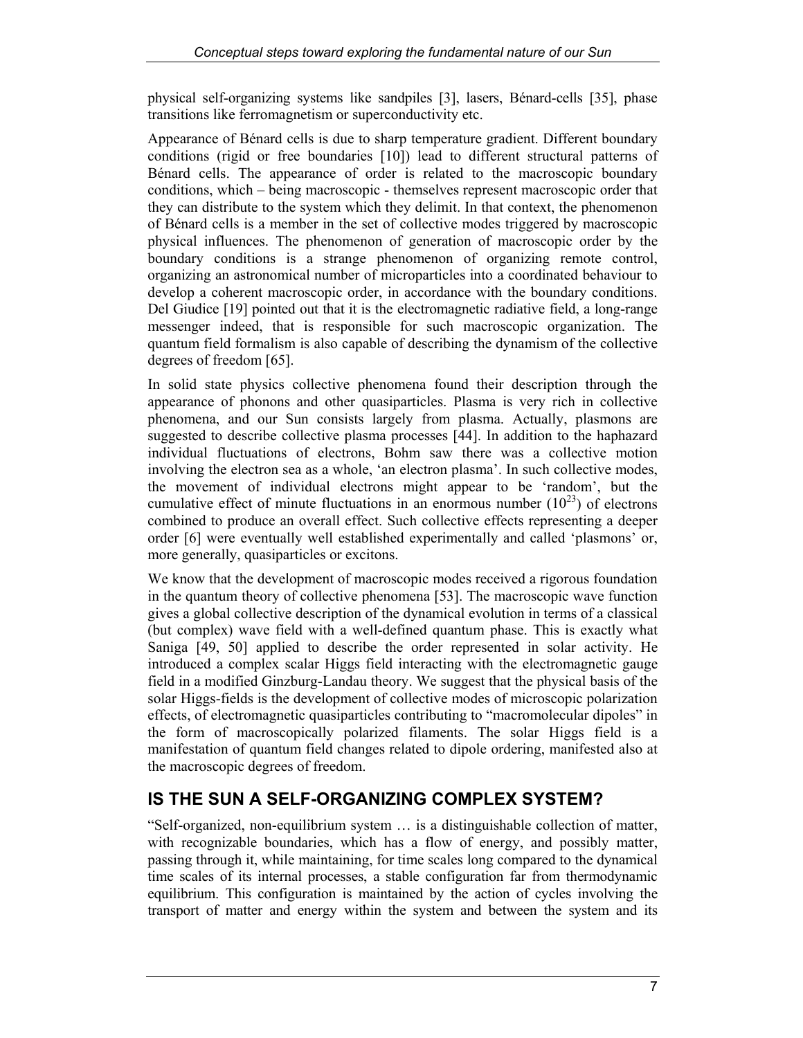physical self-organizing systems like sandpiles [3], lasers, Bénard-cells [35], phase transitions like ferromagnetism or superconductivity etc.

Appearance of Bénard cells is due to sharp temperature gradient. Different boundary conditions (rigid or free boundaries [10]) lead to different structural patterns of Bénard cells. The appearance of order is related to the macroscopic boundary conditions, which – being macroscopic - themselves represent macroscopic order that they can distribute to the system which they delimit. In that context, the phenomenon of Bénard cells is a member in the set of collective modes triggered by macroscopic physical influences. The phenomenon of generation of macroscopic order by the boundary conditions is a strange phenomenon of organizing remote control, organizing an astronomical number of microparticles into a coordinated behaviour to develop a coherent macroscopic order, in accordance with the boundary conditions. Del Giudice [19] pointed out that it is the electromagnetic radiative field, a long-range messenger indeed, that is responsible for such macroscopic organization. The quantum field formalism is also capable of describing the dynamism of the collective degrees of freedom [65].

In solid state physics collective phenomena found their description through the appearance of phonons and other quasiparticles. Plasma is very rich in collective phenomena, and our Sun consists largely from plasma. Actually, plasmons are suggested to describe collective plasma processes [44]. In addition to the haphazard individual fluctuations of electrons, Bohm saw there was a collective motion involving the electron sea as a whole, 'an electron plasma'. In such collective modes, the movement of individual electrons might appear to be 'random', but the cumulative effect of minute fluctuations in an enormous number ($10^{23}$) of electrons combined to produce an overall effect. Such collective effects representing a deeper order [6] were eventually well established experimentally and called 'plasmons' or, more generally, quasiparticles or excitons.

We know that the development of macroscopic modes received a rigorous foundation in the quantum theory of collective phenomena [53]. The macroscopic wave function gives a global collective description of the dynamical evolution in terms of a classical (but complex) wave field with a well-defined quantum phase. This is exactly what Saniga [49, 50] applied to describe the order represented in solar activity. He introduced a complex scalar Higgs field interacting with the electromagnetic gauge field in a modified Ginzburg-Landau theory. We suggest that the physical basis of the solar Higgs-fields is the development of collective modes of microscopic polarization effects, of electromagnetic quasiparticles contributing to "macromolecular dipoles" in the form of macroscopically polarized filaments. The solar Higgs field is a manifestation of quantum field changes related to dipole ordering, manifested also at the macroscopic degrees of freedom.

## IS THE SUN A SELF-ORGANIZING COMPLEX SYSTEM?

"Self-organized, non-equilibrium system … is a distinguishable collection of matter, with recognizable boundaries, which has a flow of energy, and possibly matter, passing through it, while maintaining, for time scales long compared to the dynamical time scales of its internal processes, a stable configuration far from thermodynamic equilibrium. This configuration is maintained by the action of cycles involving the transport of matter and energy within the system and between the system and its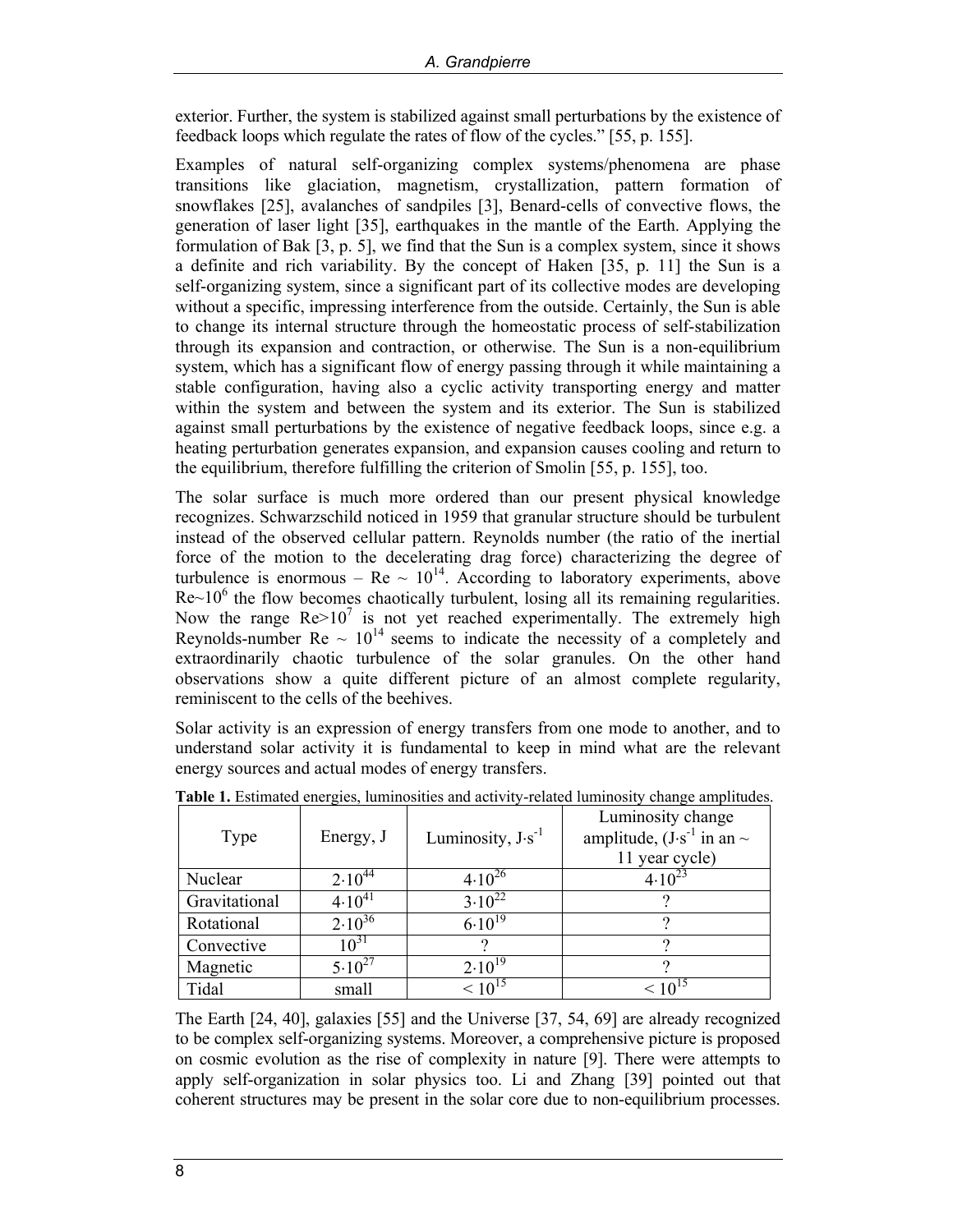exterior. Further, the system is stabilized against small perturbations by the existence of feedback loops which regulate the rates of flow of the cycles." [55, p. 155].

Examples of natural self-organizing complex systems/phenomena are phase transitions like glaciation, magnetism, crystallization, pattern formation of snowflakes [25], avalanches of sandpiles [3], Benard-cells of convective flows, the generation of laser light [35], earthquakes in the mantle of the Earth. Applying the formulation of Bak [3, p. 5], we find that the Sun is a complex system, since it shows a definite and rich variability. By the concept of Haken [35, p. 11] the Sun is a self-organizing system, since a significant part of its collective modes are developing without a specific, impressing interference from the outside. Certainly, the Sun is able to change its internal structure through the homeostatic process of self-stabilization through its expansion and contraction, or otherwise. The Sun is a non-equilibrium system, which has a significant flow of energy passing through it while maintaining a stable configuration, having also a cyclic activity transporting energy and matter within the system and between the system and its exterior. The Sun is stabilized against small perturbations by the existence of negative feedback loops, since e.g. a heating perturbation generates expansion, and expansion causes cooling and return to the equilibrium, therefore fulfilling the criterion of Smolin [55, p. 155], too.

The solar surface is much more ordered than our present physical knowledge recognizes. Schwarzschild noticed in 1959 that granular structure should be turbulent instead of the observed cellular pattern. Reynolds number (the ratio of the inertial force of the motion to the decelerating drag force) characterizing the degree of turbulence is enormous – $Re \sim 10^{14}$. According to laboratory experiments, above $Re \sim 10^6$ the flow becomes chaotically turbulent, losing all its remaining regularities. Now the range $Re > 10^7$ is not yet reached experimentally. The extremely high Reynolds-number $Re \sim 10^{14}$ seems to indicate the necessity of a completely and extraordinarily chaotic turbulence of the solar granules. On the other hand observations show a quite different picture of an almost complete regularity, reminiscent to the cells of the beehives.

Solar activity is an expression of energy transfers from one mode to another, and to understand solar activity it is fundamental to keep in mind what are the relevant energy sources and actual modes of energy transfers.

**Table 1.** Estimated energies, luminosities and activity-related luminosity change amplitudes.

| Type | Energy, J | Luminosity, $J \cdot s^{-1}$ | Luminosity change amplitude, ($J \cdot s^{-1}$ in an ~ 11 year cycle) |
|---|---|---|---|
| Nuclear | $2 \cdot 10^{44}$ | $4 \cdot 10^{26}$ | $4 \cdot 10^{23}$ |
| Gravitational | $4 \cdot 10^{41}$ | $3 \cdot 10^{22}$ | ? |
| Rotational | $2 \cdot 10^{36}$ | $6 \cdot 10^{19}$ | ? |
| Convective | $10^{31}$ | ? | ? |
| Magnetic | $5 \cdot 10^{27}$ | $2 \cdot 10^{19}$ | ? |
| Tidal | small | $< 10^{15}$ | $< 10^{15}$ |

The Earth [24, 40], galaxies [55] and the Universe [37, 54, 69] are already recognized to be complex self-organizing systems. Moreover, a comprehensive picture is proposed on cosmic evolution as the rise of complexity in nature [9]. There were attempts to apply self-organization in solar physics too. Li and Zhang [39] pointed out that coherent structures may be present in the solar core due to non-equilibrium processes.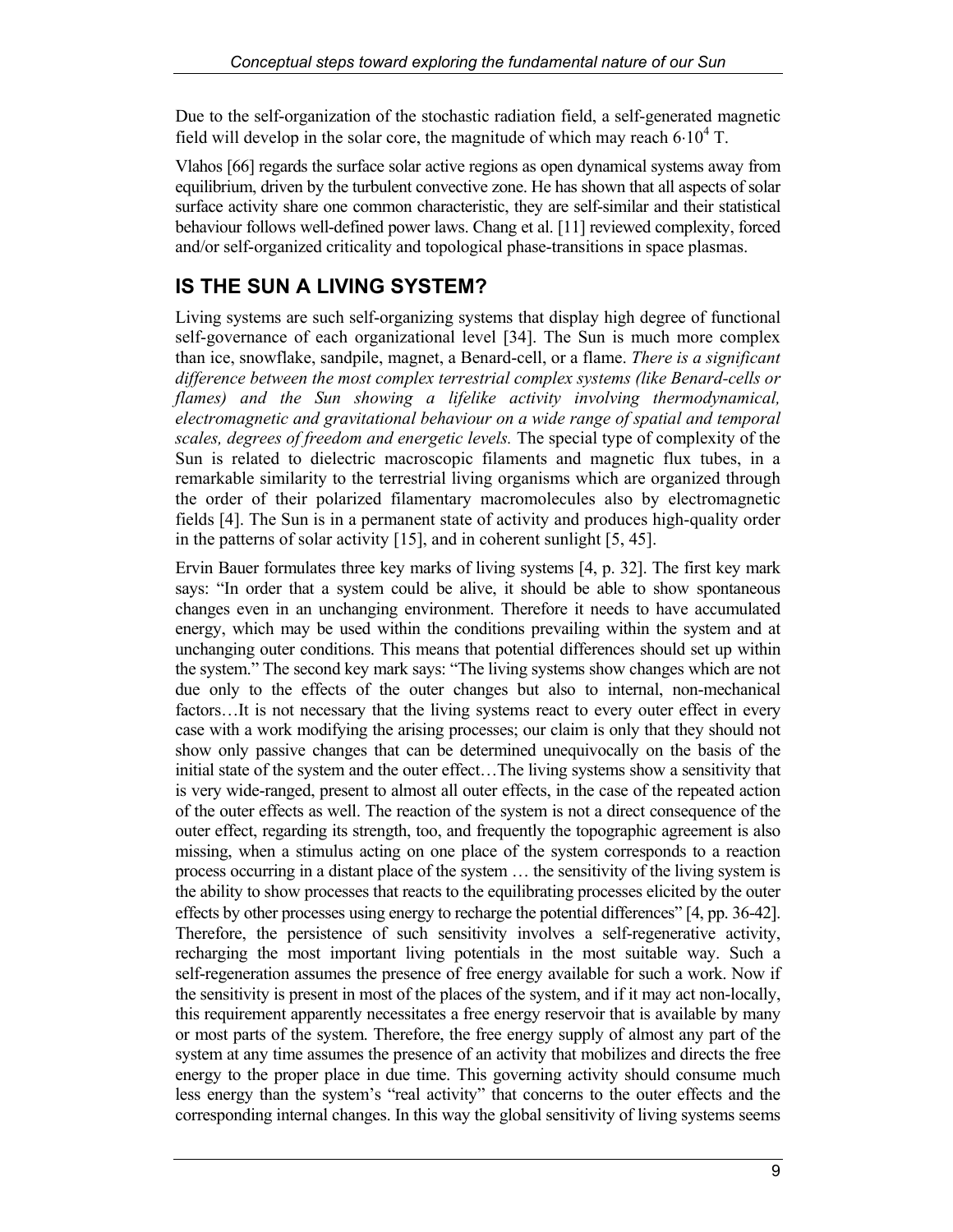Due to the self-organization of the stochastic radiation field, a self-generated magnetic field will develop in the solar core, the magnitude of which may reach $6 \cdot 10^4$ T.

Vlahos [66] regards the surface solar active regions as open dynamical systems away from equilibrium, driven by the turbulent convective zone. He has shown that all aspects of solar surface activity share one common characteristic, they are self-similar and their statistical behaviour follows well-defined power laws. Chang et al. [11] reviewed complexity, forced and/or self-organized criticality and topological phase-transitions in space plasmas.

## IS THE SUN A LIVING SYSTEM?

Living systems are such self-organizing systems that display high degree of functional self-governance of each organizational level [34]. The Sun is much more complex than ice, snowflake, sandpile, magnet, a Benard-cell, or a flame. *There is a significant difference between the most complex terrestrial complex systems (like Benard-cells or flames) and the Sun showing a lifelike activity involving thermodynamical, electromagnetic and gravitational behaviour on a wide range of spatial and temporal scales, degrees of freedom and energetic levels.* The special type of complexity of the Sun is related to dielectric macroscopic filaments and magnetic flux tubes, in a remarkable similarity to the terrestrial living organisms which are organized through the order of their polarized filamentary macromolecules also by electromagnetic fields [4]. The Sun is in a permanent state of activity and produces high-quality order in the patterns of solar activity [15], and in coherent sunlight [5, 45].

Ervin Bauer formulates three key marks of living systems [4, p. 32]. The first key mark says: "In order that a system could be alive, it should be able to show spontaneous changes even in an unchanging environment. Therefore it needs to have accumulated energy, which may be used within the conditions prevailing within the system and at unchanging outer conditions. This means that potential differences should set up within the system." The second key mark says: "The living systems show changes which are not due only to the effects of the outer changes but also to internal, non-mechanical factors…It is not necessary that the living systems react to every outer effect in every case with a work modifying the arising processes; our claim is only that they should not show only passive changes that can be determined unequivocally on the basis of the initial state of the system and the outer effect…The living systems show a sensitivity that is very wide-ranged, present to almost all outer effects, in the case of the repeated action of the outer effects as well. The reaction of the system is not a direct consequence of the outer effect, regarding its strength, too, and frequently the topographic agreement is also missing, when a stimulus acting on one place of the system corresponds to a reaction process occurring in a distant place of the system … the sensitivity of the living system is the ability to show processes that reacts to the equilibrating processes elicited by the outer effects by other processes using energy to recharge the potential differences" [4, pp. 36-42]. Therefore, the persistence of such sensitivity involves a self-regenerative activity, recharging the most important living potentials in the most suitable way. Such a self-regeneration assumes the presence of free energy available for such a work. Now if the sensitivity is present in most of the places of the system, and if it may act non-locally, this requirement apparently necessitates a free energy reservoir that is available by many or most parts of the system. Therefore, the free energy supply of almost any part of the system at any time assumes the presence of an activity that mobilizes and directs the free energy to the proper place in due time. This governing activity should consume much less energy than the system's "real activity" that concerns to the outer effects and the corresponding internal changes. In this way the global sensitivity of living systems seems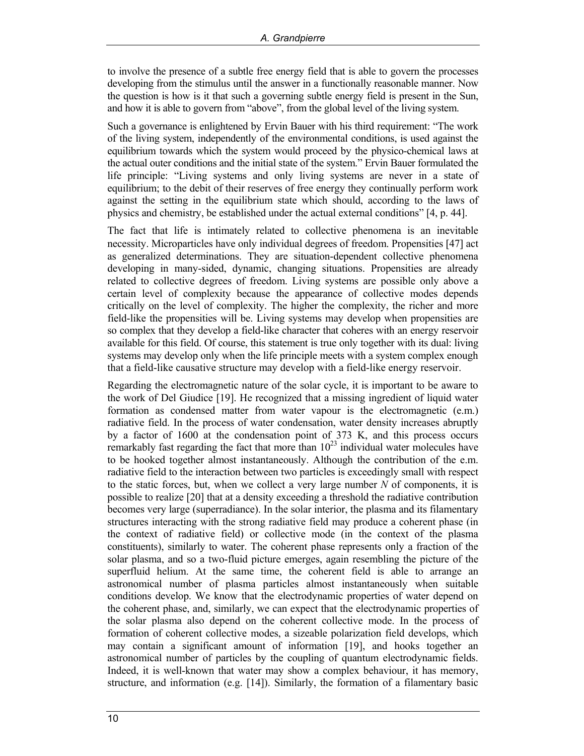to involve the presence of a subtle free energy field that is able to govern the processes developing from the stimulus until the answer in a functionally reasonable manner. Now the question is how is it that such a governing subtle energy field is present in the Sun, and how it is able to govern from "above", from the global level of the living system.

Such a governance is enlightened by Ervin Bauer with his third requirement: "The work of the living system, independently of the environmental conditions, is used against the equilibrium towards which the system would proceed by the physico-chemical laws at the actual outer conditions and the initial state of the system." Ervin Bauer formulated the life principle: "Living systems and only living systems are never in a state of equilibrium; to the debit of their reserves of free energy they continually perform work against the setting in the equilibrium state which should, according to the laws of physics and chemistry, be established under the actual external conditions" [4, p. 44].

The fact that life is intimately related to collective phenomena is an inevitable necessity. Microparticles have only individual degrees of freedom. Propensities [47] act as generalized determinations. They are situation-dependent collective phenomena developing in many-sided, dynamic, changing situations. Propensities are already related to collective degrees of freedom. Living systems are possible only above a certain level of complexity because the appearance of collective modes depends critically on the level of complexity. The higher the complexity, the richer and more field-like the propensities will be. Living systems may develop when propensities are so complex that they develop a field-like character that coheres with an energy reservoir available for this field. Of course, this statement is true only together with its dual: living systems may develop only when the life principle meets with a system complex enough that a field-like causative structure may develop with a field-like energy reservoir.

Regarding the electromagnetic nature of the solar cycle, it is important to be aware to the work of Del Giudice [19]. He recognized that a missing ingredient of liquid water formation as condensed matter from water vapour is the electromagnetic (e.m.) radiative field. In the process of water condensation, water density increases abruptly by a factor of 1600 at the condensation point of 373 K, and this process occurs remarkably fast regarding the fact that more than $10^{23}$ individual water molecules have to be hooked together almost instantaneously. Although the contribution of the e.m. radiative field to the interaction between two particles is exceedingly small with respect to the static forces, but, when we collect a very large number $N$ of components, it is possible to realize [20] that at a density exceeding a threshold the radiative contribution becomes very large (superradiance). In the solar interior, the plasma and its filamentary structures interacting with the strong radiative field may produce a coherent phase (in the context of radiative field) or collective mode (in the context of the plasma constituents), similarly to water. The coherent phase represents only a fraction of the solar plasma, and so a two-fluid picture emerges, again resembling the picture of the superfluid helium. At the same time, the coherent field is able to arrange an astronomical number of plasma particles almost instantaneously when suitable conditions develop. We know that the electrodynamic properties of water depend on the coherent phase, and, similarly, we can expect that the electrodynamic properties of the solar plasma also depend on the coherent collective mode. In the process of formation of coherent collective modes, a sizeable polarization field develops, which may contain a significant amount of information [19], and hooks together an astronomical number of particles by the coupling of quantum electrodynamic fields. Indeed, it is well-known that water may show a complex behaviour, it has memory, structure, and information (e.g. [14]). Similarly, the formation of a filamentary basic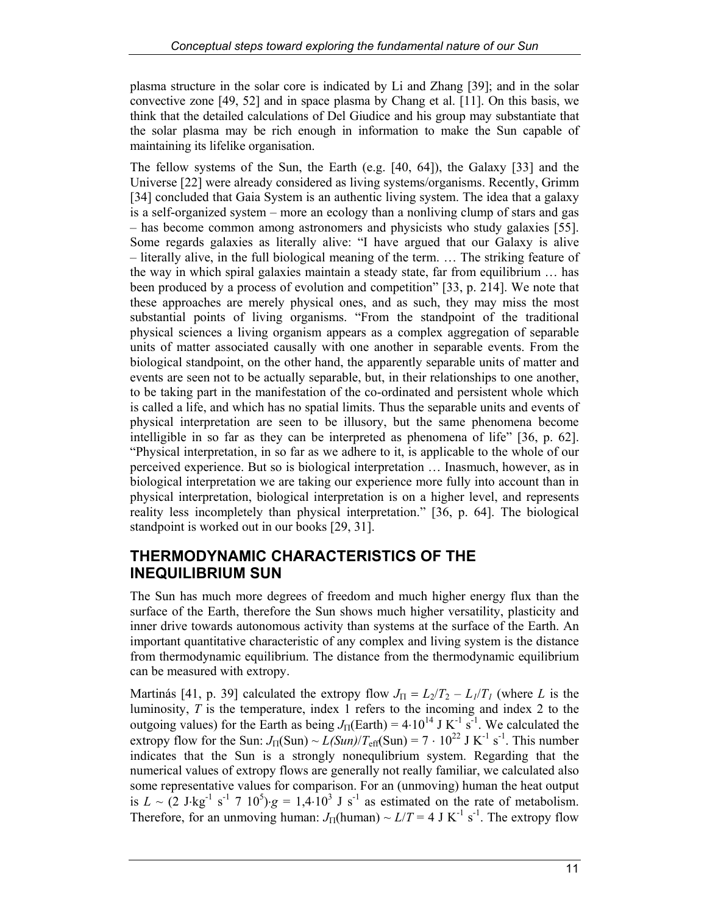plasma structure in the solar core is indicated by Li and Zhang [39]; and in the solar convective zone [49, 52] and in space plasma by Chang et al. [11]. On this basis, we think that the detailed calculations of Del Giudice and his group may substantiate that the solar plasma may be rich enough in information to make the Sun capable of maintaining its lifelike organisation.

The fellow systems of the Sun, the Earth (e.g. [40, 64]), the Galaxy [33] and the Universe [22] were already considered as living systems/organisms. Recently, Grimm [34] concluded that Gaia System is an authentic living system. The idea that a galaxy is a self-organized system – more an ecology than a nonliving clump of stars and gas – has become common among astronomers and physicists who study galaxies [55]. Some regards galaxies as literally alive: "I have argued that our Galaxy is alive – literally alive, in the full biological meaning of the term. … The striking feature of the way in which spiral galaxies maintain a steady state, far from equilibrium … has been produced by a process of evolution and competition" [33, p. 214]. We note that these approaches are merely physical ones, and as such, they may miss the most substantial points of living organisms. "From the standpoint of the traditional physical sciences a living organism appears as a complex aggregation of separable units of matter associated causally with one another in separable events. From the biological standpoint, on the other hand, the apparently separable units of matter and events are seen not to be actually separable, but, in their relationships to one another, to be taking part in the manifestation of the co-ordinated and persistent whole which is called a life, and which has no spatial limits. Thus the separable units and events of physical interpretation are seen to be illusory, but the same phenomena become intelligible in so far as they can be interpreted as phenomena of life" [36, p. 62]. "Physical interpretation, in so far as we adhere to it, is applicable to the whole of our perceived experience. But so is biological interpretation … Inasmuch, however, as in biological interpretation we are taking our experience more fully into account than in physical interpretation, biological interpretation is on a higher level, and represents reality less incompletely than physical interpretation." [36, p. 64]. The biological standpoint is worked out in our books [29, 31].

## THERMODYNAMIC CHARACTERISTICS OF THE INEQUILIBRIUM SUN

The Sun has much more degrees of freedom and much higher energy flux than the surface of the Earth, therefore the Sun shows much higher versatility, plasticity and inner drive towards autonomous activity than systems at the surface of the Earth. An important quantitative characteristic of any complex and living system is the distance from thermodynamic equilibrium. The distance from the thermodynamic equilibrium can be measured with extropy.

Martinás [41, p. 39] calculated the extropy flow $J_\Pi = L_2/T_2 - L_1/T_1$ (where $L$ is the luminosity, $T$ is the temperature, index 1 refers to the incoming and index 2 to the outgoing values) for the Earth as being $J_\Pi(\text{Earth}) = 4{\cdot}10^{14}$ J K$^{-1}$ s$^{-1}$. We calculated the extropy flow for the Sun: $J_\Pi(\text{Sun}) \sim L(Sun)/T_{\text{eff}}(\text{Sun}) = 7 \cdot 10^{22}$ J K$^{-1}$ s$^{-1}$. This number indicates that the Sun is a strongly nonequlibrium system. Regarding that the numerical values of extropy flows are generally not really familiar, we calculated also some representative values for comparison. For an (unmoving) human the heat output is $L \sim (2\ \text{J}{\cdot}\text{kg}^{-1}\ \text{s}^{-1}\ 7\ 10^5){\cdot}g = 1{,}4{\cdot}10^3\ \text{J s}^{-1}$ as estimated on the rate of metabolism. Therefore, for an unmoving human: $J_\Pi(\text{human}) \sim L/T = 4$ J K$^{-1}$ s$^{-1}$. The extropy flow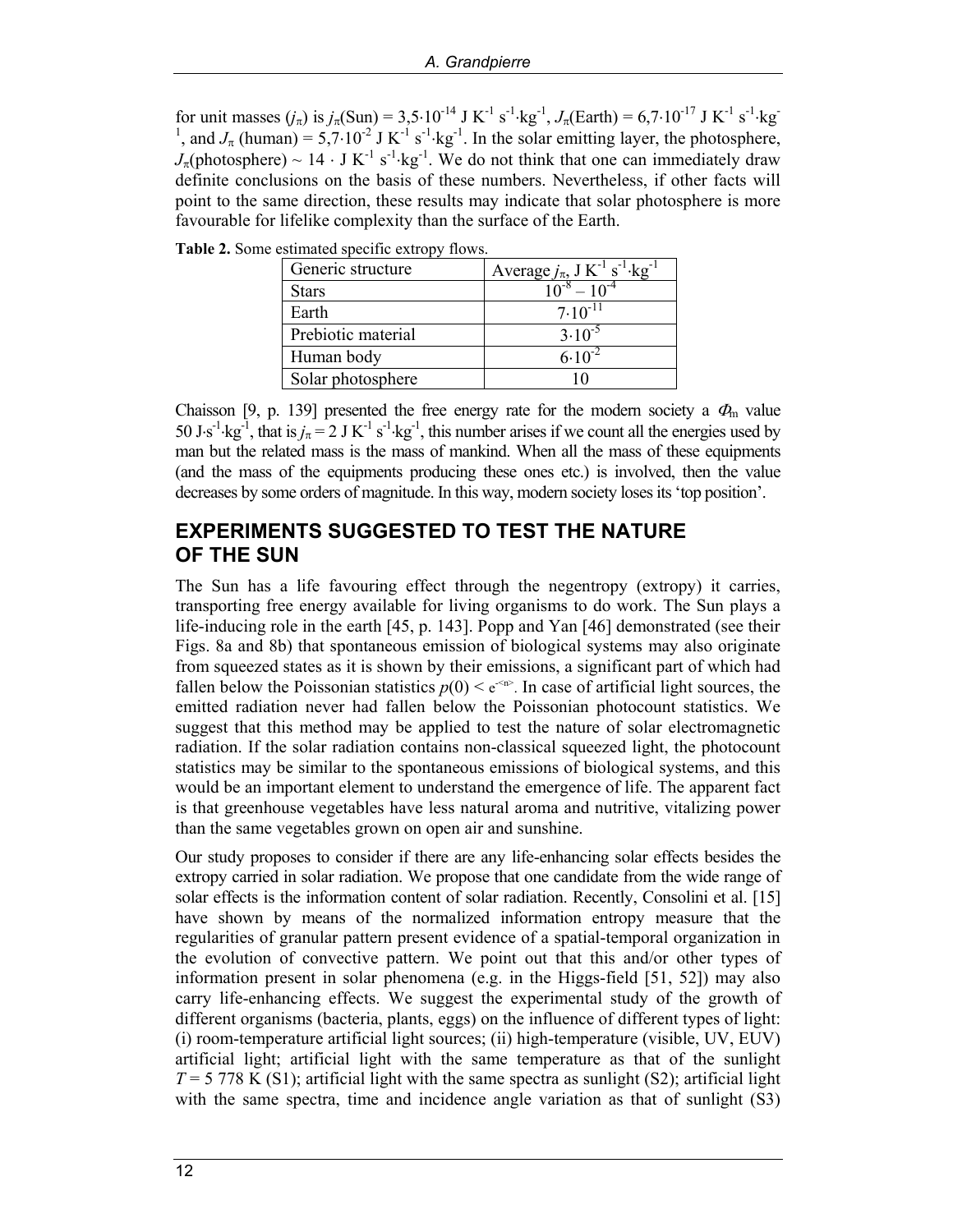for unit masses ($j_\pi$) is $j_\pi$(Sun) = $3{,}5\cdot10^{-14}$ J K$^{-1}$ s$^{-1}$·kg$^{-1}$, $J_\pi$(Earth) = $6{,}7\cdot10^{-17}$ J K$^{-1}$ s$^{-1}$·kg$^{-1}$, and $J_\pi$ (human) = $5{,}7\cdot10^{-2}$ J K$^{-1}$ s$^{-1}$·kg$^{-1}$. In the solar emitting layer, the photosphere, $J_\pi$(photosphere) ~ 14 · J K$^{-1}$ s$^{-1}$·kg$^{-1}$. We do not think that one can immediately draw definite conclusions on the basis of these numbers. Nevertheless, if other facts will point to the same direction, these results may indicate that solar photosphere is more favourable for lifelike complexity than the surface of the Earth.

**Table 2.** Some estimated specific extropy flows.

| Generic structure | Average $j_\pi$, J K$^{-1}$ s$^{-1}$·kg$^{-1}$ |
|---|---|
| Stars | $10^{-8} – 10^{-4}$ |
| Earth | $7\cdot10^{-11}$ |
| Prebiotic material | $3\cdot10^{-5}$ |
| Human body | $6\cdot10^{-2}$ |
| Solar photosphere | 10 |

Chaisson [9, p. 139] presented the free energy rate for the modern society a $\Phi_m$ value 50 J·s$^{-1}$·kg$^{-1}$, that is $j_\pi$ = 2 J K$^{-1}$ s$^{-1}$·kg$^{-1}$, this number arises if we count all the energies used by man but the related mass is the mass of mankind. When all the mass of these equipments (and the mass of the equipments producing these ones etc.) is involved, then the value decreases by some orders of magnitude. In this way, modern society loses its 'top position'.

## EXPERIMENTS SUGGESTED TO TEST THE NATURE OF THE SUN

The Sun has a life favouring effect through the negentropy (extropy) it carries, transporting free energy available for living organisms to do work. The Sun plays a life-inducing role in the earth [45, p. 143]. Popp and Yan [46] demonstrated (see their Figs. 8a and 8b) that spontaneous emission of biological systems may also originate from squeezed states as it is shown by their emissions, a significant part of which had fallen below the Poissonian statistics $p(0) < e^{-<n>}$. In case of artificial light sources, the emitted radiation never had fallen below the Poissonian photocount statistics. We suggest that this method may be applied to test the nature of solar electromagnetic radiation. If the solar radiation contains non-classical squeezed light, the photocount statistics may be similar to the spontaneous emissions of biological systems, and this would be an important element to understand the emergence of life. The apparent fact is that greenhouse vegetables have less natural aroma and nutritive, vitalizing power than the same vegetables grown on open air and sunshine.

Our study proposes to consider if there are any life-enhancing solar effects besides the extropy carried in solar radiation. We propose that one candidate from the wide range of solar effects is the information content of solar radiation. Recently, Consolini et al. [15] have shown by means of the normalized information entropy measure that the regularities of granular pattern present evidence of a spatial-temporal organization in the evolution of convective pattern. We point out that this and/or other types of information present in solar phenomena (e.g. in the Higgs-field [51, 52]) may also carry life-enhancing effects. We suggest the experimental study of the growth of different organisms (bacteria, plants, eggs) on the influence of different types of light: (i) room-temperature artificial light sources; (ii) high-temperature (visible, UV, EUV) artificial light; artificial light with the same temperature as that of the sunlight $T$ = 5 778 K (S1); artificial light with the same spectra as sunlight (S2); artificial light with the same spectra, time and incidence angle variation as that of sunlight (S3)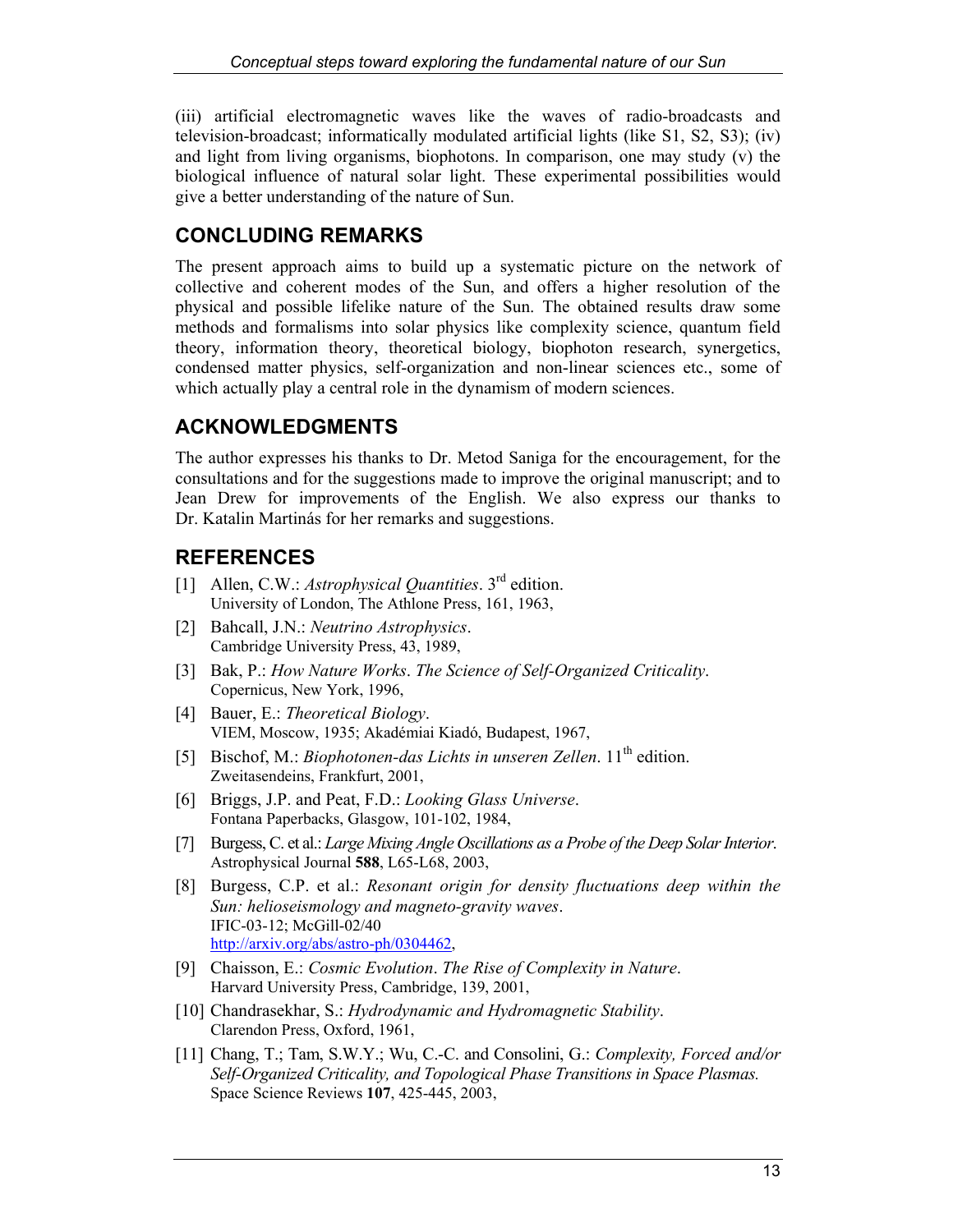(iii) artificial electromagnetic waves like the waves of radio-broadcasts and television-broadcast; informatically modulated artificial lights (like S1, S2, S3); (iv) and light from living organisms, biophotons. In comparison, one may study (v) the biological influence of natural solar light. These experimental possibilities would give a better understanding of the nature of Sun.

## CONCLUDING REMARKS

The present approach aims to build up a systematic picture on the network of collective and coherent modes of the Sun, and offers a higher resolution of the physical and possible lifelike nature of the Sun. The obtained results draw some methods and formalisms into solar physics like complexity science, quantum field theory, information theory, theoretical biology, biophoton research, synergetics, condensed matter physics, self-organization and non-linear sciences etc., some of which actually play a central role in the dynamism of modern sciences.

## ACKNOWLEDGMENTS

The author expresses his thanks to Dr. Metod Saniga for the encouragement, for the consultations and for the suggestions made to improve the original manuscript; and to Jean Drew for improvements of the English. We also express our thanks to Dr. Katalin Martinás for her remarks and suggestions.

## REFERENCES

[1] Allen, C.W.: *Astrophysical Quantities*. 3rd edition.
University of London, The Athlone Press, 161, 1963,

[2] Bahcall, J.N.: *Neutrino Astrophysics*.
Cambridge University Press, 43, 1989,

[3] Bak, P.: *How Nature Works. The Science of Self-Organized Criticality*.
Copernicus, New York, 1996,

[4] Bauer, E.: *Theoretical Biology*.
VIEM, Moscow, 1935; Akadémiai Kiadó, Budapest, 1967,

[5] Bischof, M.: *Biophotonen-das Lichts in unseren Zellen*. 11th edition.
Zweitasendeins, Frankfurt, 2001,

[6] Briggs, J.P. and Peat, F.D.: *Looking Glass Universe*.
Fontana Paperbacks, Glasgow, 101-102, 1984,

[7] Burgess, C. et al.: *Large Mixing Angle Oscillations as a Probe of the Deep Solar Interior*.
Astrophysical Journal **588**, L65-L68, 2003,

[8] Burgess, C.P. et al.: *Resonant origin for density fluctuations deep within the Sun: helioseismology and magneto-gravity waves*.
IFIC-03-12; McGill-02/40
http://arxiv.org/abs/astro-ph/0304462,

[9] Chaisson, E.: *Cosmic Evolution. The Rise of Complexity in Nature*.
Harvard University Press, Cambridge, 139, 2001,

[10] Chandrasekhar, S.: *Hydrodynamic and Hydromagnetic Stability*.
Clarendon Press, Oxford, 1961,

[11] Chang, T.; Tam, S.W.Y.; Wu, C.-C. and Consolini, G.: *Complexity, Forced and/or Self-Organized Criticality, and Topological Phase Transitions in Space Plasmas.*
Space Science Reviews **107**, 425-445, 2003,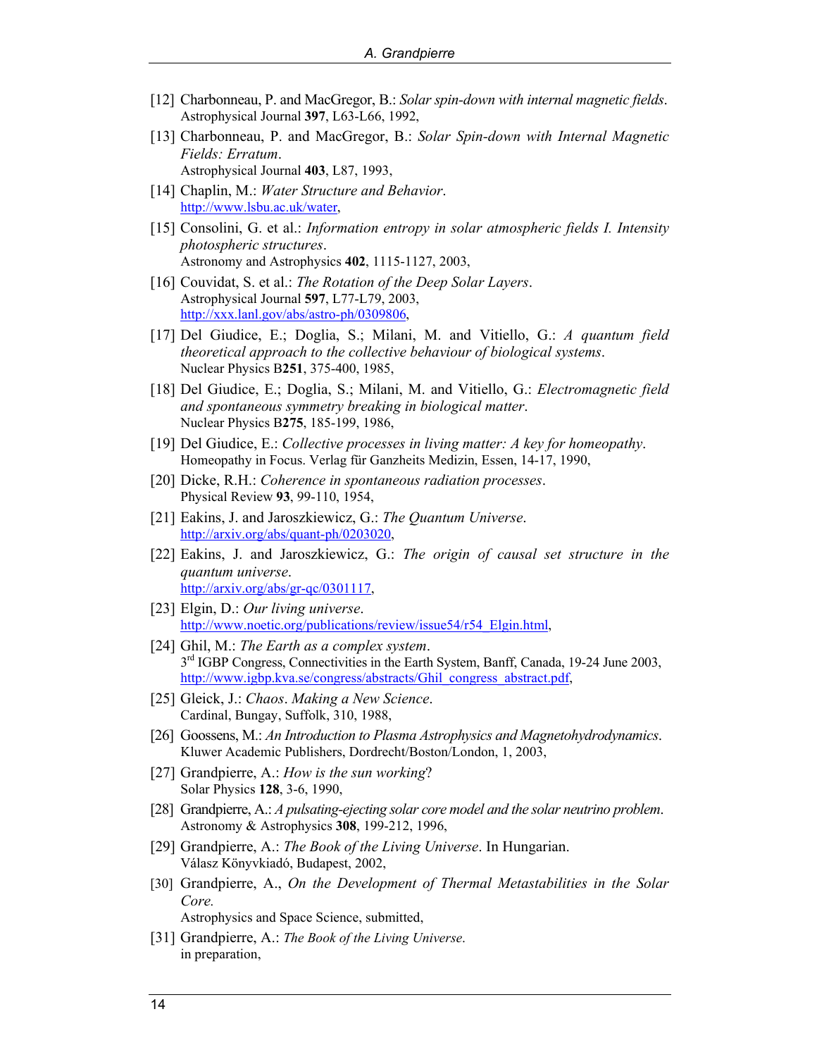[12] Charbonneau, P. and MacGregor, B.: *Solar spin-down with internal magnetic fields*. Astrophysical Journal **397**, L63-L66, 1992,

[13] Charbonneau, P. and MacGregor, B.: *Solar Spin-down with Internal Magnetic Fields: Erratum*. Astrophysical Journal **403**, L87, 1993,

[14] Chaplin, M.: *Water Structure and Behavior*. http://www.lsbu.ac.uk/water,

[15] Consolini, G. et al.: *Information entropy in solar atmospheric fields I. Intensity photospheric structures*. Astronomy and Astrophysics **402**, 1115-1127, 2003,

[16] Couvidat, S. et al.: *The Rotation of the Deep Solar Layers*. Astrophysical Journal **597**, L77-L79, 2003, http://xxx.lanl.gov/abs/astro-ph/0309806,

[17] Del Giudice, E.; Doglia, S.; Milani, M. and Vitiello, G.: *A quantum field theoretical approach to the collective behaviour of biological systems*. Nuclear Physics B**251**, 375-400, 1985,

[18] Del Giudice, E.; Doglia, S.; Milani, M. and Vitiello, G.: *Electromagnetic field and spontaneous symmetry breaking in biological matter*. Nuclear Physics B**275**, 185-199, 1986,

[19] Del Giudice, E.: *Collective processes in living matter: A key for homeopathy*. Homeopathy in Focus. Verlag für Ganzheits Medizin, Essen, 14-17, 1990,

[20] Dicke, R.H.: *Coherence in spontaneous radiation processes*. Physical Review **93**, 99-110, 1954,

[21] Eakins, J. and Jaroszkiewicz, G.: *The Quantum Universe*. http://arxiv.org/abs/quant-ph/0203020,

[22] Eakins, J. and Jaroszkiewicz, G.: *The origin of causal set structure in the quantum universe*. http://arxiv.org/abs/gr-qc/0301117,

[23] Elgin, D.: *Our living universe*. http://www.noetic.org/publications/review/issue54/r54_Elgin.html,

[24] Ghil, M.: *The Earth as a complex system*. 3rd IGBP Congress, Connectivities in the Earth System, Banff, Canada, 19-24 June 2003, http://www.igbp.kva.se/congress/abstracts/Ghil_congress_abstract.pdf,

[25] Gleick, J.: *Chaos*. *Making a New Science*. Cardinal, Bungay, Suffolk, 310, 1988,

[26] Goossens, M.: *An Introduction to Plasma Astrophysics and Magnetohydrodynamics*. Kluwer Academic Publishers, Dordrecht/Boston/London, 1, 2003,

[27] Grandpierre, A.: *How is the sun working*? Solar Physics **128**, 3-6, 1990,

[28] Grandpierre, A.: *A pulsating-ejecting solar core model and the solar neutrino problem*. Astronomy & Astrophysics **308**, 199-212, 1996,

[29] Grandpierre, A.: *The Book of the Living Universe*. In Hungarian. Válasz Könyvkiadó, Budapest, 2002,

[30] Grandpierre, A., *On the Development of Thermal Metastabilities in the Solar Core.* Astrophysics and Space Science, submitted,

[31] Grandpierre, A.: *The Book of the Living Universe.* in preparation,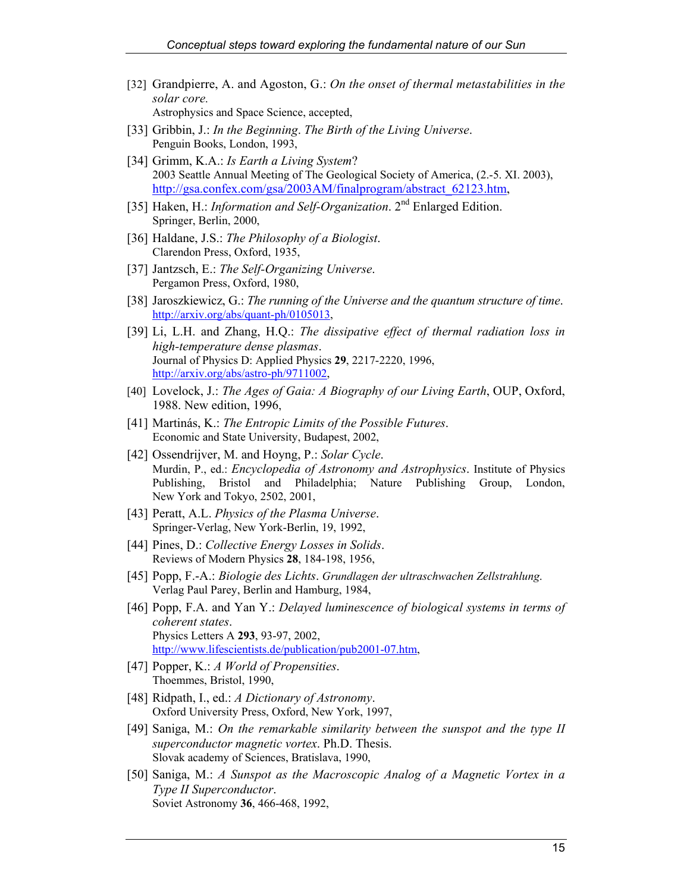[32] Grandpierre, A. and Agoston, G.: *On the onset of thermal metastabilities in the solar core.*
Astrophysics and Space Science, accepted,

[33] Gribbin, J.: *In the Beginning*. *The Birth of the Living Universe*.
Penguin Books, London, 1993,

[34] Grimm, K.A.: *Is Earth a Living System*?
2003 Seattle Annual Meeting of The Geological Society of America, (2.-5. XI. 2003), http://gsa.confex.com/gsa/2003AM/finalprogram/abstract_62123.htm,

[35] Haken, H.: *Information and Self-Organization*. 2nd Enlarged Edition.
Springer, Berlin, 2000,

[36] Haldane, J.S.: *The Philosophy of a Biologist*.
Clarendon Press, Oxford, 1935,

[37] Jantzsch, E.: *The Self-Organizing Universe*.
Pergamon Press, Oxford, 1980,

[38] Jaroszkiewicz, G.: *The running of the Universe and the quantum structure of time*.
http://arxiv.org/abs/quant-ph/0105013,

[39] Li, L.H. and Zhang, H.Q.: *The dissipative effect of thermal radiation loss in high-temperature dense plasmas*.
Journal of Physics D: Applied Physics **29**, 2217-2220, 1996,
http://arxiv.org/abs/astro-ph/9711002,

[40] Lovelock, J.: *The Ages of Gaia: A Biography of our Living Earth*, OUP, Oxford, 1988. New edition, 1996,

[41] Martinás, K.: *The Entropic Limits of the Possible Futures*.
Economic and State University, Budapest, 2002,

[42] Ossendrijver, M. and Hoyng, P.: *Solar Cycle*.
Murdin, P., ed.: *Encyclopedia of Astronomy and Astrophysics*. Institute of Physics Publishing, Bristol and Philadelphia; Nature Publishing Group, London, New York and Tokyo, 2502, 2001,

[43] Peratt, A.L. *Physics of the Plasma Universe*.
Springer-Verlag, New York-Berlin, 19, 1992,

[44] Pines, D.: *Collective Energy Losses in Solids*.
Reviews of Modern Physics **28**, 184-198, 1956,

[45] Popp, F.-A.: *Biologie des Lichts*. *Grundlagen der ultraschwachen Zellstrahlung.*
Verlag Paul Parey, Berlin and Hamburg, 1984,

[46] Popp, F.A. and Yan Y.: *Delayed luminescence of biological systems in terms of coherent states*.
Physics Letters A **293**, 93-97, 2002,
http://www.lifescientists.de/publication/pub2001-07.htm,

[47] Popper, K.: *A World of Propensities*.
Thoemmes, Bristol, 1990,

[48] Ridpath, I., ed.: *A Dictionary of Astronomy*.
Oxford University Press, Oxford, New York, 1997,

[49] Saniga, M.: *On the remarkable similarity between the sunspot and the type II superconductor magnetic vortex*. Ph.D. Thesis.
Slovak academy of Sciences, Bratislava, 1990,

[50] Saniga, M.: *A Sunspot as the Macroscopic Analog of a Magnetic Vortex in a Type II Superconductor*.
Soviet Astronomy **36**, 466-468, 1992,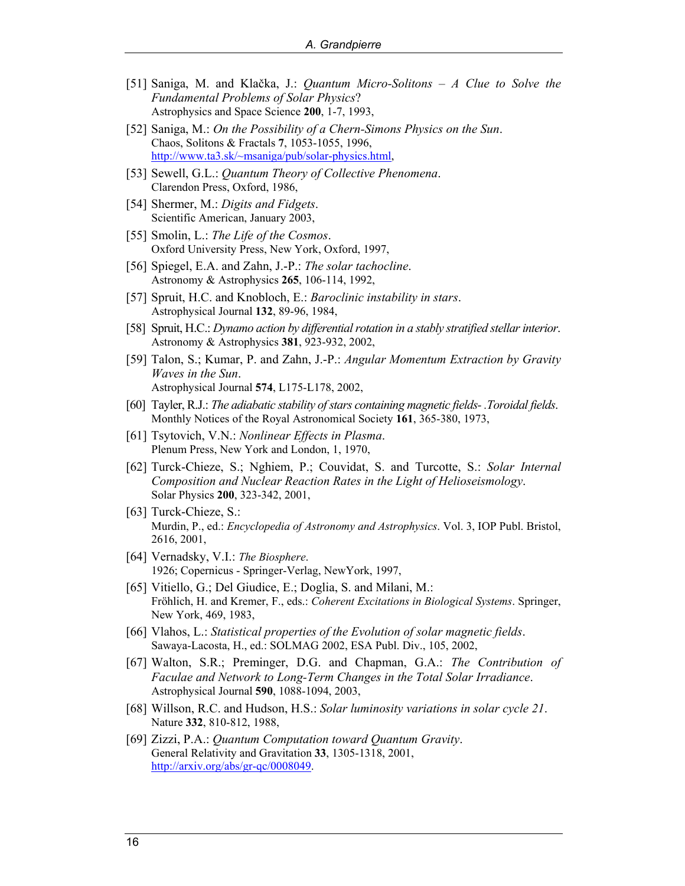[51] Saniga, M. and Klačka, J.: *Quantum Micro-Solitons – A Clue to Solve the Fundamental Problems of Solar Physics*?
Astrophysics and Space Science **200**, 1-7, 1993,

[52] Saniga, M.: *On the Possibility of a Chern-Simons Physics on the Sun*.
Chaos, Solitons & Fractals **7**, 1053-1055, 1996,
http://www.ta3.sk/~msaniga/pub/solar-physics.html,

[53] Sewell, G.L.: *Quantum Theory of Collective Phenomena*.
Clarendon Press, Oxford, 1986,

[54] Shermer, M.: *Digits and Fidgets*.
Scientific American, January 2003,

[55] Smolin, L.: *The Life of the Cosmos*.
Oxford University Press, New York, Oxford, 1997,

[56] Spiegel, E.A. and Zahn, J.-P.: *The solar tachocline*.
Astronomy & Astrophysics **265**, 106-114, 1992,

[57] Spruit, H.C. and Knobloch, E.: *Baroclinic instability in stars*.
Astrophysical Journal **132**, 89-96, 1984,

[58] Spruit, H.C.: *Dynamo action by differential rotation in a stably stratified stellar interior*.
Astronomy & Astrophysics **381**, 923-932, 2002,

[59] Talon, S.; Kumar, P. and Zahn, J.-P.: *Angular Momentum Extraction by Gravity Waves in the Sun*.
Astrophysical Journal **574**, L175-L178, 2002,

[60] Tayler, R.J.: *The adiabatic stability of stars containing magnetic fields- .Toroidal fields*.
Monthly Notices of the Royal Astronomical Society **161**, 365-380, 1973,

[61] Tsytovich, V.N.: *Nonlinear Effects in Plasma*.
Plenum Press, New York and London, 1, 1970,

[62] Turck-Chieze, S.; Nghiem, P.; Couvidat, S. and Turcotte, S.: *Solar Internal Composition and Nuclear Reaction Rates in the Light of Helioseismology*.
Solar Physics **200**, 323-342, 2001,

[63] Turck-Chieze, S.:
Murdin, P., ed.: *Encyclopedia of Astronomy and Astrophysics*. Vol. 3, IOP Publ. Bristol, 2616, 2001,

[64] Vernadsky, V.I.: *The Biosphere*.
1926; Copernicus - Springer-Verlag, NewYork, 1997,

[65] Vitiello, G.; Del Giudice, E.; Doglia, S. and Milani, M.:
Fröhlich, H. and Kremer, F., eds.: *Coherent Excitations in Biological Systems*. Springer, New York, 469, 1983,

[66] Vlahos, L.: *Statistical properties of the Evolution of solar magnetic fields*.
Sawaya-Lacosta, H., ed.: SOLMAG 2002, ESA Publ. Div., 105, 2002,

[67] Walton, S.R.; Preminger, D.G. and Chapman, G.A.: *The Contribution of Faculae and Network to Long-Term Changes in the Total Solar Irradiance*.
Astrophysical Journal **590**, 1088-1094, 2003,

[68] Willson, R.C. and Hudson, H.S.: *Solar luminosity variations in solar cycle 21*.
Nature **332**, 810-812, 1988,

[69] Zizzi, P.A.: *Quantum Computation toward Quantum Gravity*.
General Relativity and Gravitation **33**, 1305-1318, 2001,
http://arxiv.org/abs/gr-qc/0008049.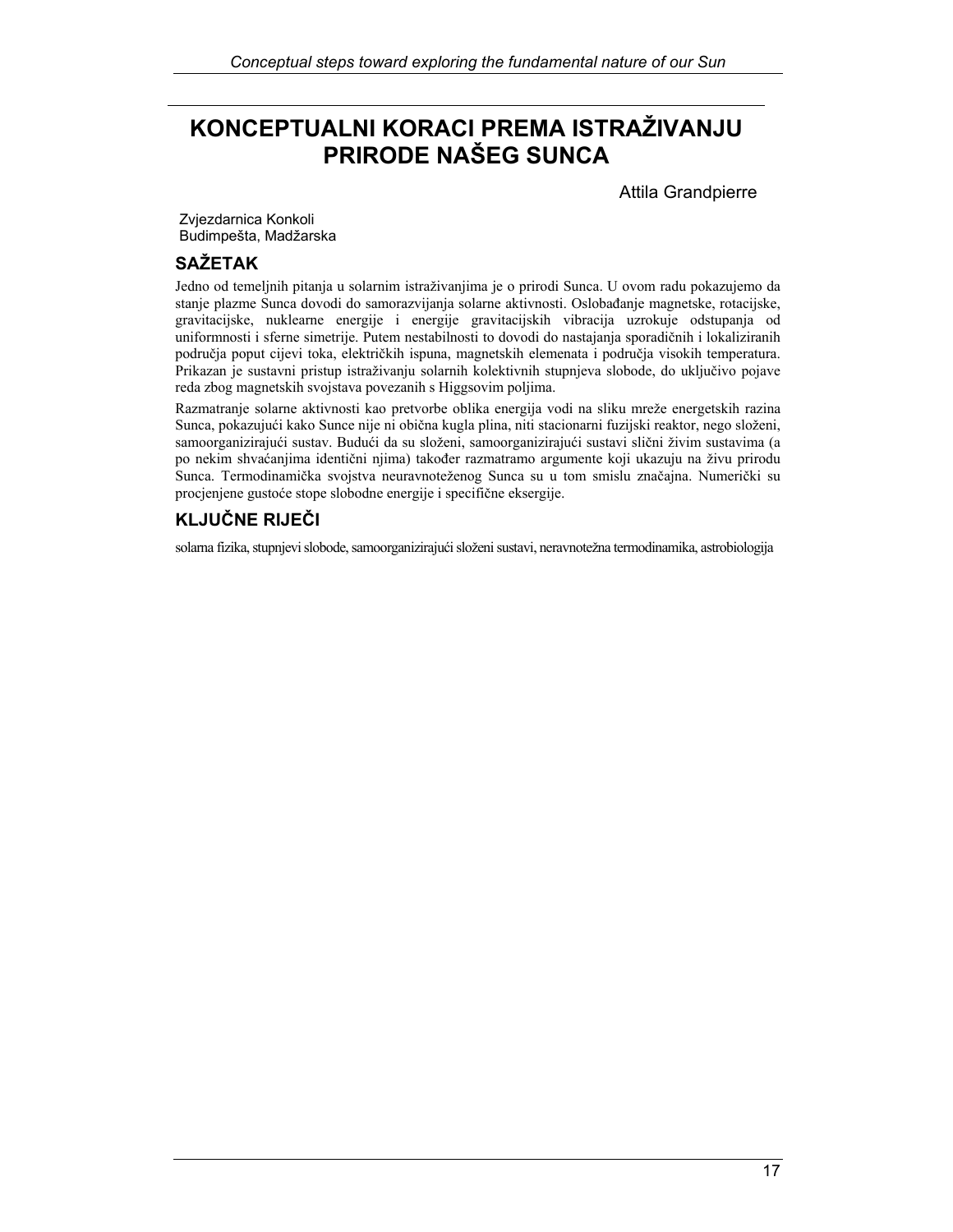# KONCEPTUALNI KORACI PREMA ISTRAŽIVANJU PRIRODE NAŠEG SUNCA

Attila Grandpierre

Zvjezdarnica Konkoli
Budimpešta, Madžarska

## SAŽETAK

Jedno od temeljnih pitanja u solarnim istraživanjima je o prirodi Sunca. U ovom radu pokazujemo da stanje plazme Sunca dovodi do samorazvijanja solarne aktivnosti. Oslobađanje magnetske, rotacijske, gravitacijske, nuklearne energije i energije gravitacijskih vibracija uzrokuje odstupanja od uniformnosti i sferne simetrije. Putem nestabilnosti to dovodi do nastajanja sporadičnih i lokaliziranih područja poput cijevi toka, električkih ispuna, magnetskih elemenata i područja visokih temperatura. Prikazan je sustavni pristup istraživanju solarnih kolektivnih stupnjeva slobode, do uključivo pojave reda zbog magnetskih svojstava povezanih s Higgsovim poljima.

Razmatranje solarne aktivnosti kao pretvorbe oblika energija vodi na sliku mreže energetskih razina Sunca, pokazujući kako Sunce nije ni obična kugla plina, niti stacionarni fuzijski reaktor, nego složeni, samoorganizirajući sustav. Budući da su složeni, samoorganizirajući sustavi slični živim sustavima (a po nekim shvaćanjima identični njima) također razmatramo argumente koji ukazuju na živu prirodu Sunca. Termodinamička svojstva neuravnoteženog Sunca su u tom smislu značajna. Numerički su procjenjene gustoće stope slobodne energije i specifične eksergije.

## KLJUČNE RIJEČI

solarna fizika, stupnjevi slobode, samoorganizirajući složeni sustavi, neravnotežna termodinamika, astrobiologija